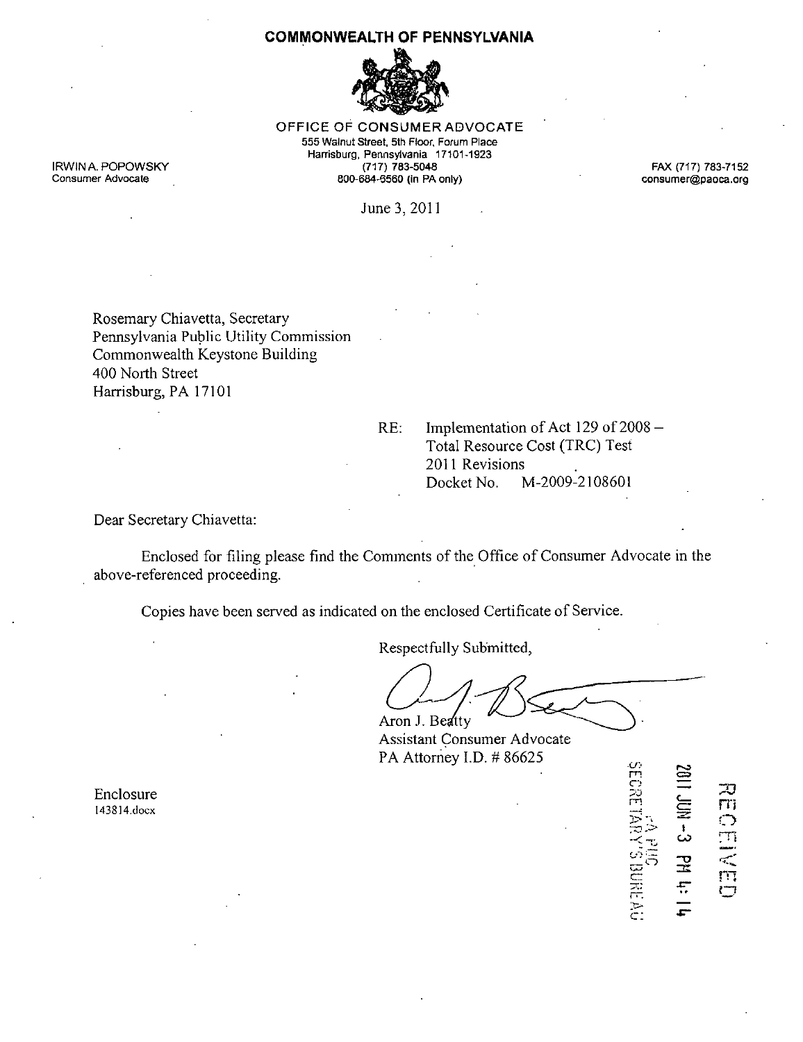**COMMONWEALTH OF PENNSYLVANIA**

OFFICE OF CONSUMER ADVOCATE
555 Walnut Street, 5th Floor, Forum Place
Harrisburg, Pennsylvania 17101-1923
(717) 783-5048
800-684-6560 (in PA only)

IRWIN A. POPOWSKY
Consumer Advocate

FAX (717) 783-7152
consumer@paoca.org

June 3, 2011

Rosemary Chiavetta, Secretary
Pennsylvania Public Utility Commission
Commonwealth Keystone Building
400 North Street
Harrisburg, PA 17101

RE: Implementation of Act 129 of 2008 –
Total Resource Cost (TRC) Test
2011 Revisions
Docket No. M-2009-2108601

Dear Secretary Chiavetta:

Enclosed for filing please find the Comments of the Office of Consumer Advocate in the above-referenced proceeding.

Copies have been served as indicated on the enclosed Certificate of Service.

Respectfully Submitted,

Aron J. Beatty
Assistant Consumer Advocate
PA Attorney I.D. # 86625

Enclosure
143814.docx

RECEIVED
2011 JUN -3 PM 4:14
PA PUC
SECRETARY'S BUREAU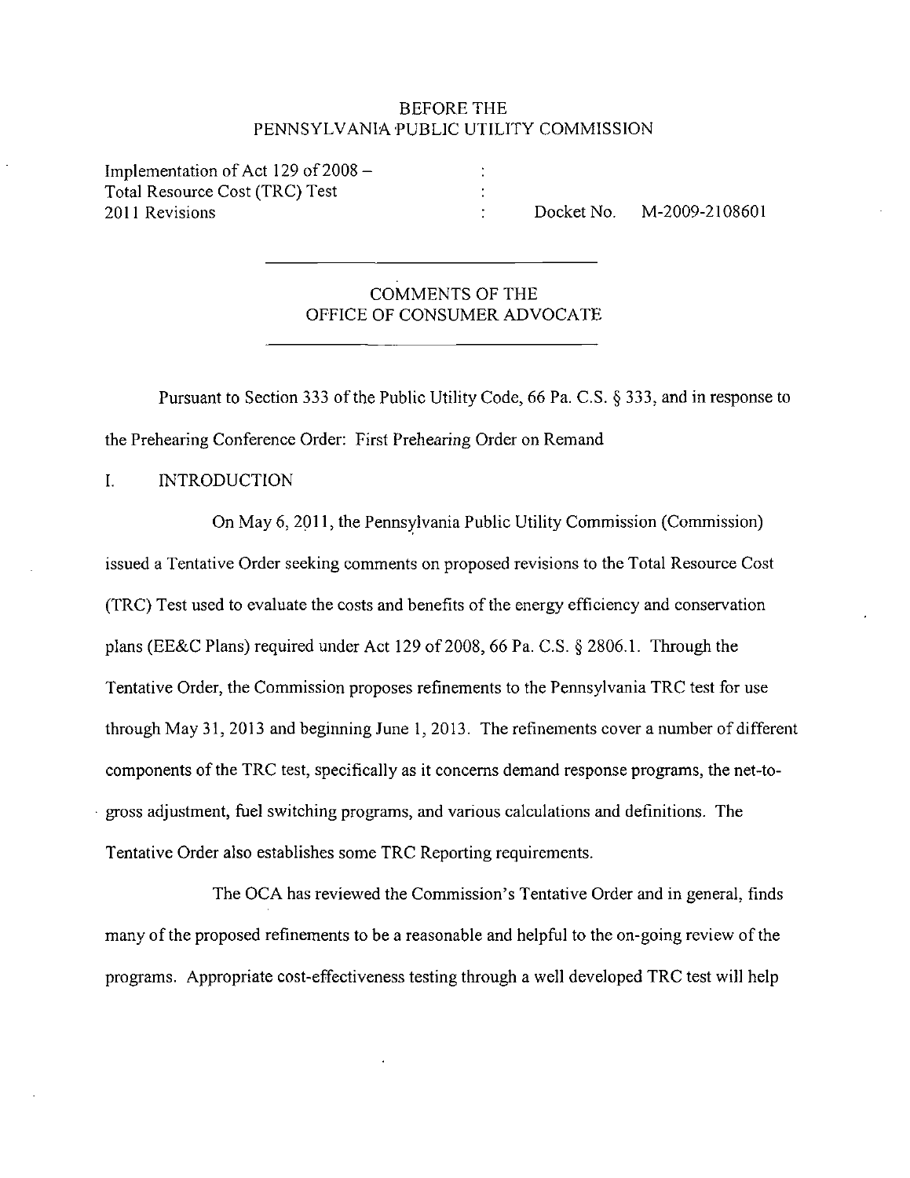BEFORE THE
PENNSYLVANIA PUBLIC UTILITY COMMISSION

| | | |
|---|---|---|
| Implementation of Act 129 of 2008 – | : | |
| Total Resource Cost (TRC) Test | : | |
| 2011 Revisions | : | Docket No. M-2009-2108601 |

---

COMMENTS OF THE
OFFICE OF CONSUMER ADVOCATE

---

Pursuant to Section 333 of the Public Utility Code, 66 Pa. C.S. § 333, and in response to the Prehearing Conference Order: First Prehearing Order on Remand

## I. INTRODUCTION

On May 6, 2011, the Pennsylvania Public Utility Commission (Commission) issued a Tentative Order seeking comments on proposed revisions to the Total Resource Cost (TRC) Test used to evaluate the costs and benefits of the energy efficiency and conservation plans (EE&C Plans) required under Act 129 of 2008, 66 Pa. C.S. § 2806.1. Through the Tentative Order, the Commission proposes refinements to the Pennsylvania TRC test for use through May 31, 2013 and beginning June 1, 2013. The refinements cover a number of different components of the TRC test, specifically as it concerns demand response programs, the net-to-gross adjustment, fuel switching programs, and various calculations and definitions. The Tentative Order also establishes some TRC Reporting requirements.

The OCA has reviewed the Commission's Tentative Order and in general, finds many of the proposed refinements to be a reasonable and helpful to the on-going review of the programs. Appropriate cost-effectiveness testing through a well developed TRC test will help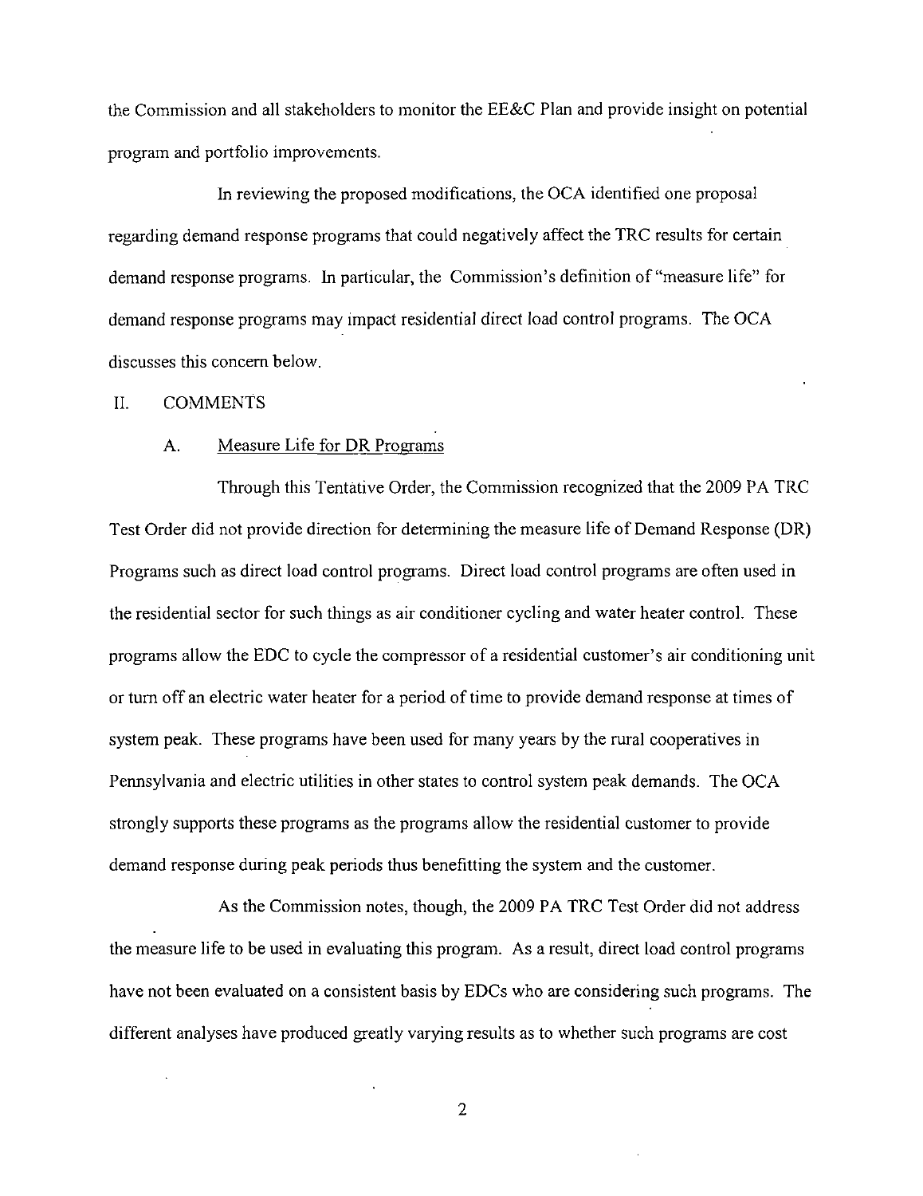the Commission and all stakeholders to monitor the EE&C Plan and provide insight on potential program and portfolio improvements.

In reviewing the proposed modifications, the OCA identified one proposal regarding demand response programs that could negatively affect the TRC results for certain demand response programs. In particular, the Commission's definition of "measure life" for demand response programs may impact residential direct load control programs. The OCA discusses this concern below.

## II. COMMENTS

### A. Measure Life for DR Programs

Through this Tentative Order, the Commission recognized that the 2009 PA TRC Test Order did not provide direction for determining the measure life of Demand Response (DR) Programs such as direct load control programs. Direct load control programs are often used in the residential sector for such things as air conditioner cycling and water heater control. These programs allow the EDC to cycle the compressor of a residential customer's air conditioning unit or turn off an electric water heater for a period of time to provide demand response at times of system peak. These programs have been used for many years by the rural cooperatives in Pennsylvania and electric utilities in other states to control system peak demands. The OCA strongly supports these programs as the programs allow the residential customer to provide demand response during peak periods thus benefitting the system and the customer.

As the Commission notes, though, the 2009 PA TRC Test Order did not address the measure life to be used in evaluating this program. As a result, direct load control programs have not been evaluated on a consistent basis by EDCs who are considering such programs. The different analyses have produced greatly varying results as to whether such programs are cost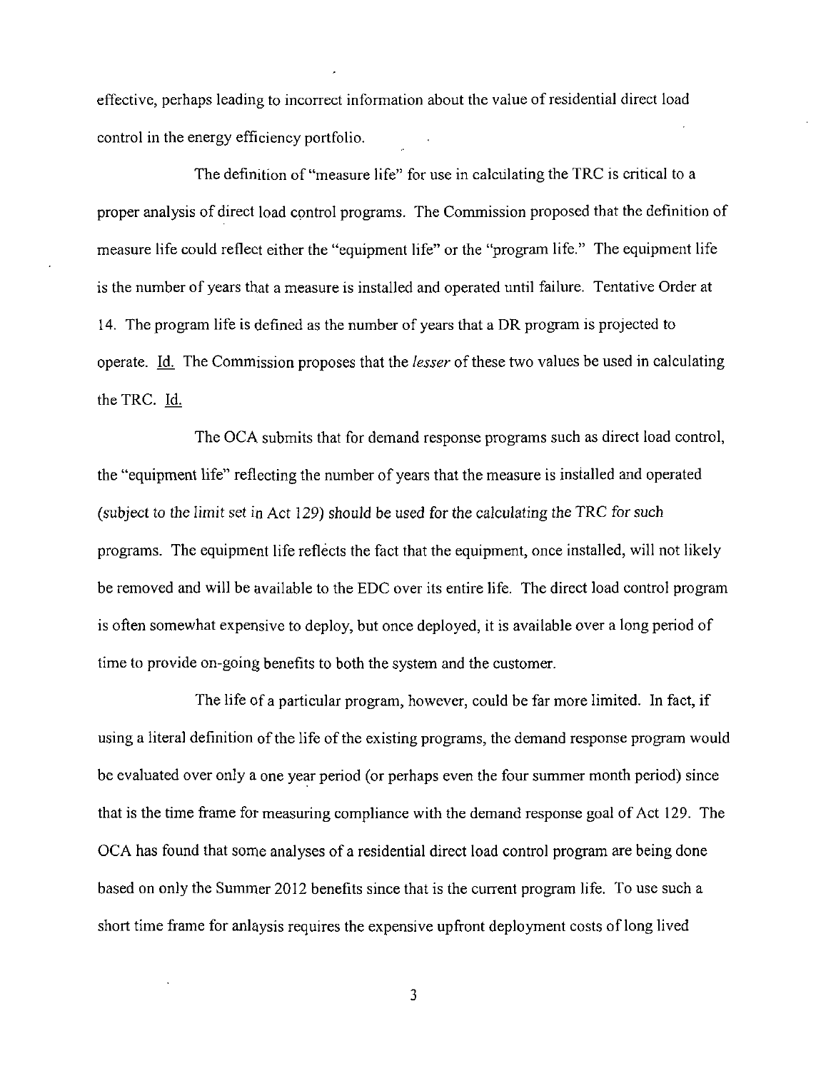effective, perhaps leading to incorrect information about the value of residential direct load control in the energy efficiency portfolio.

The definition of "measure life" for use in calculating the TRC is critical to a proper analysis of direct load control programs. The Commission proposed that the definition of measure life could reflect either the "equipment life" or the "program life." The equipment life is the number of years that a measure is installed and operated until failure. Tentative Order at 14. The program life is defined as the number of years that a DR program is projected to operate. Id. The Commission proposes that the *lesser* of these two values be used in calculating the TRC. Id.

The OCA submits that for demand response programs such as direct load control, the "equipment life" reflecting the number of years that the measure is installed and operated (subject to the limit set in Act 129) should be used for the calculating the TRC for such programs. The equipment life reflects the fact that the equipment, once installed, will not likely be removed and will be available to the EDC over its entire life. The direct load control program is often somewhat expensive to deploy, but once deployed, it is available over a long period of time to provide on-going benefits to both the system and the customer.

The life of a particular program, however, could be far more limited. In fact, if using a literal definition of the life of the existing programs, the demand response program would be evaluated over only a one year period (or perhaps even the four summer month period) since that is the time frame for measuring compliance with the demand response goal of Act 129. The OCA has found that some analyses of a residential direct load control program are being done based on only the Summer 2012 benefits since that is the current program life. To use such a short time frame for anlaysis requires the expensive upfront deployment costs of long lived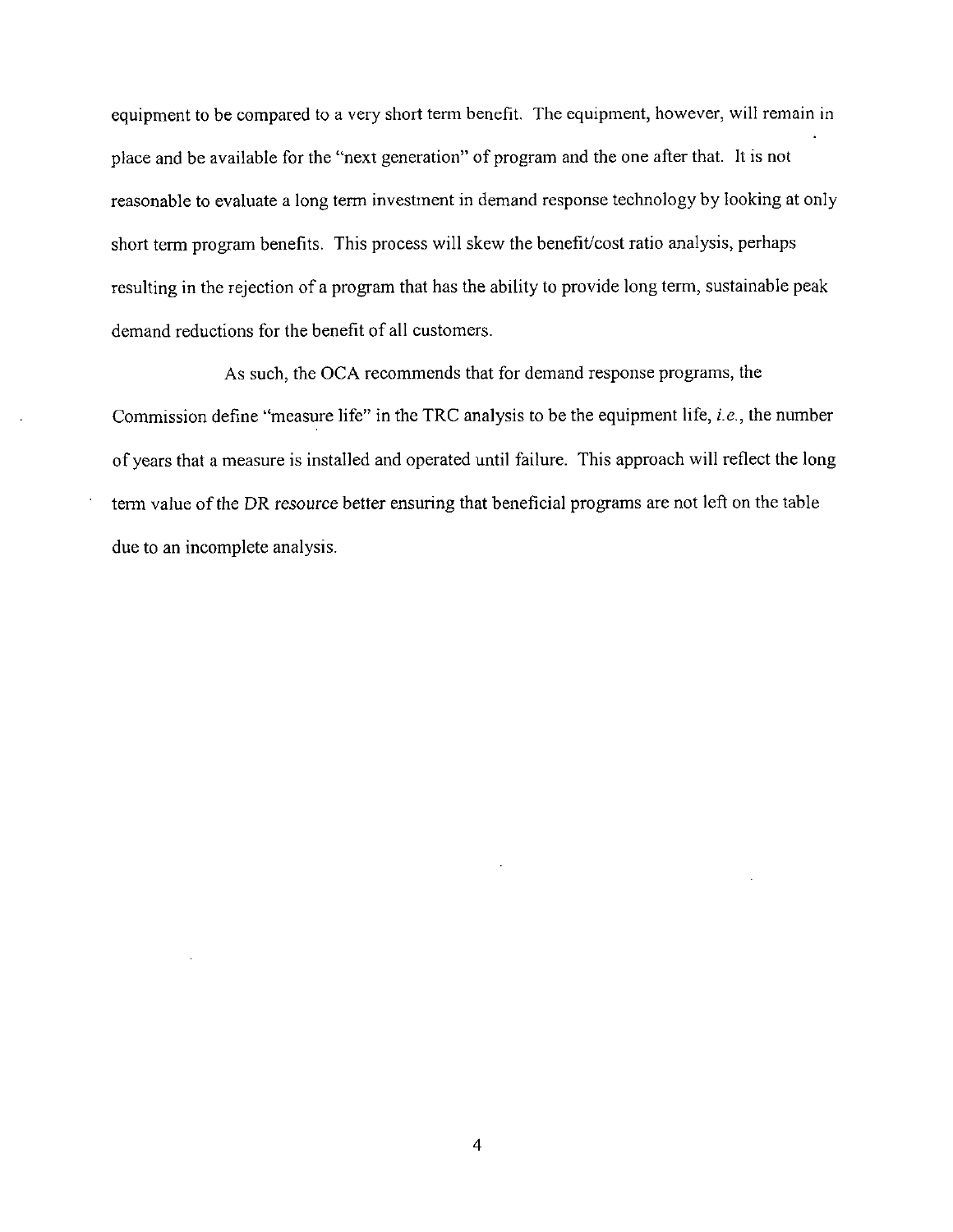equipment to be compared to a very short term benefit. The equipment, however, will remain in place and be available for the "next generation" of program and the one after that. It is not reasonable to evaluate a long term investment in demand response technology by looking at only short term program benefits. This process will skew the benefit/cost ratio analysis, perhaps resulting in the rejection of a program that has the ability to provide long term, sustainable peak demand reductions for the benefit of all customers.

As such, the OCA recommends that for demand response programs, the Commission define "measure life" in the TRC analysis to be the equipment life, *i.e.*, the number of years that a measure is installed and operated until failure. This approach will reflect the long term value of the DR resource better ensuring that beneficial programs are not left on the table due to an incomplete analysis.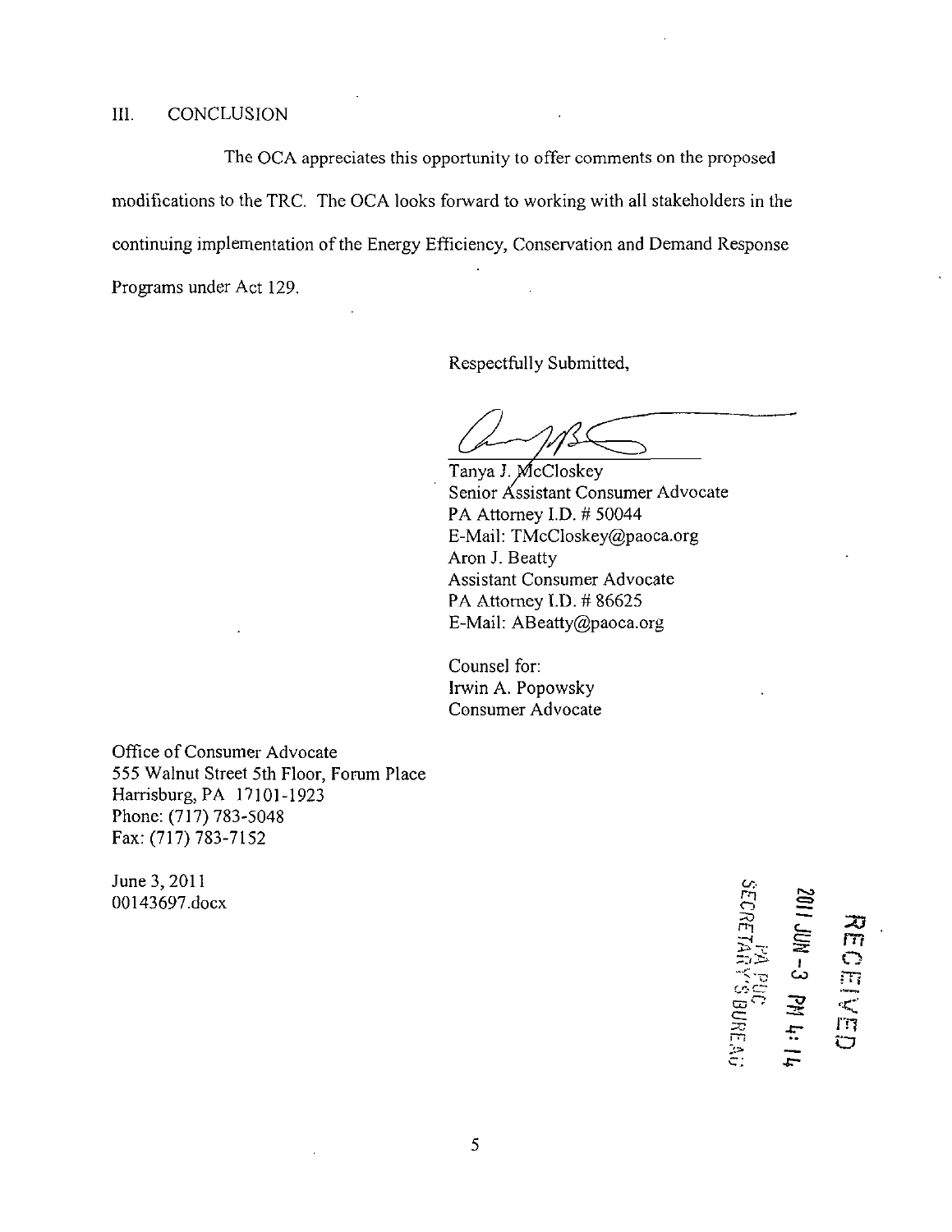## III. CONCLUSION

The OCA appreciates this opportunity to offer comments on the proposed modifications to the TRC. The OCA looks forward to working with all stakeholders in the continuing implementation of the Energy Efficiency, Conservation and Demand Response Programs under Act 129.

Respectfully Submitted,

Tanya J. McCloskey
Senior Assistant Consumer Advocate
PA Attorney I.D. # 50044
E-Mail: TMcCloskey@paoca.org
Aron J. Beatty
Assistant Consumer Advocate
PA Attorney I.D. # 86625
E-Mail: ABeatty@paoca.org

Counsel for:
Irwin A. Popowsky
Consumer Advocate

Office of Consumer Advocate
555 Walnut Street 5th Floor, Forum Place
Harrisburg, PA 17101-1923
Phone: (717) 783-5048
Fax: (717) 783-7152

June 3, 2011
00143697.docx

RECEIVED
2011 JUN -3 PM 4: 14
PA PUC
SECRETARY'S BUREAU